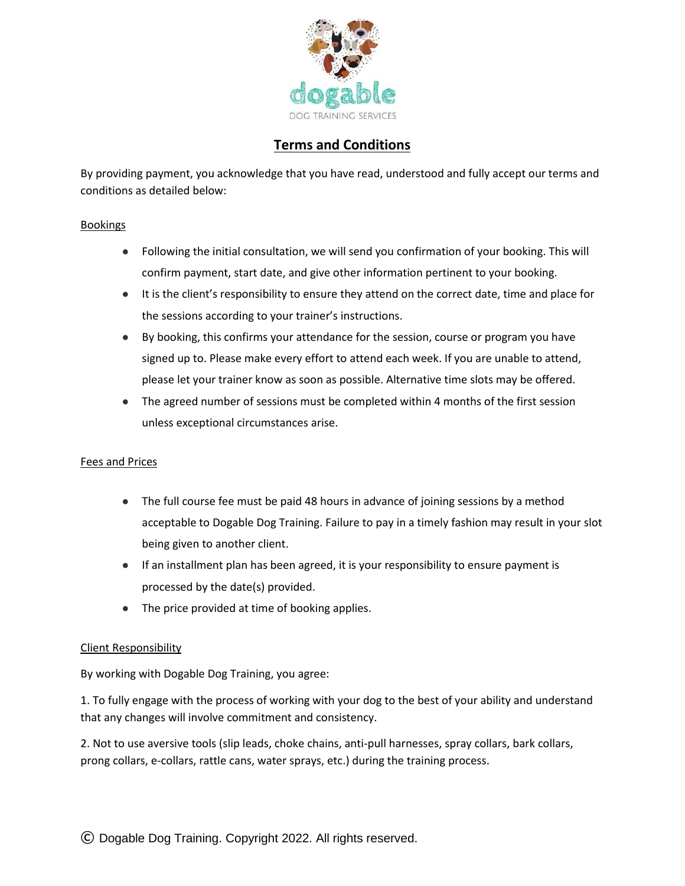dogable

DOG TRAINING SERVICES

# Terms and Conditions

By providing payment, you acknowledge that you have read, understood and fully accept our terms and conditions as detailed below:

## Bookings

- Following the initial consultation, we will send you confirmation of your booking. This will confirm payment, start date, and give other information pertinent to your booking.
- It is the client's responsibility to ensure they attend on the correct date, time and place for the sessions according to your trainer's instructions.
- By booking, this confirms your attendance for the session, course or program you have signed up to. Please make every effort to attend each week. If you are unable to attend, please let your trainer know as soon as possible. Alternative time slots may be offered.
- The agreed number of sessions must be completed within 4 months of the first session unless exceptional circumstances arise.

## Fees and Prices

- The full course fee must be paid 48 hours in advance of joining sessions by a method acceptable to Dogable Dog Training. Failure to pay in a timely fashion may result in your slot being given to another client.
- If an installment plan has been agreed, it is your responsibility to ensure payment is processed by the date(s) provided.
- The price provided at time of booking applies.

## Client Responsibility

By working with Dogable Dog Training, you agree:

1. To fully engage with the process of working with your dog to the best of your ability and understand that any changes will involve commitment and consistency.

2. Not to use aversive tools (slip leads, choke chains, anti-pull harnesses, spray collars, bark collars, prong collars, e-collars, rattle cans, water sprays, etc.) during the training process.

© Dogable Dog Training. Copyright 2022. All rights reserved.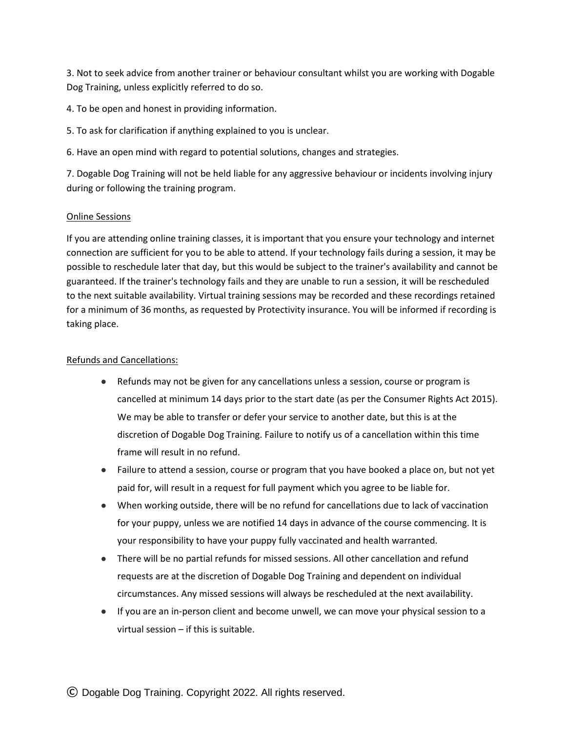3. Not to seek advice from another trainer or behaviour consultant whilst you are working with Dogable Dog Training, unless explicitly referred to do so.

4. To be open and honest in providing information.

5. To ask for clarification if anything explained to you is unclear.

6. Have an open mind with regard to potential solutions, changes and strategies.

7. Dogable Dog Training will not be held liable for any aggressive behaviour or incidents involving injury during or following the training program.

<u>Online Sessions</u>

If you are attending online training classes, it is important that you ensure your technology and internet connection are sufficient for you to be able to attend. If your technology fails during a session, it may be possible to reschedule later that day, but this would be subject to the trainer's availability and cannot be guaranteed. If the trainer's technology fails and they are unable to run a session, it will be rescheduled to the next suitable availability. Virtual training sessions may be recorded and these recordings retained for a minimum of 36 months, as requested by Protectivity insurance. You will be informed if recording is taking place.

<u>Refunds and Cancellations:</u>

- Refunds may not be given for any cancellations unless a session, course or program is cancelled at minimum 14 days prior to the start date (as per the Consumer Rights Act 2015). We may be able to transfer or defer your service to another date, but this is at the discretion of Dogable Dog Training. Failure to notify us of a cancellation within this time frame will result in no refund.
- Failure to attend a session, course or program that you have booked a place on, but not yet paid for, will result in a request for full payment which you agree to be liable for.
- When working outside, there will be no refund for cancellations due to lack of vaccination for your puppy, unless we are notified 14 days in advance of the course commencing. It is your responsibility to have your puppy fully vaccinated and health warranted.
- There will be no partial refunds for missed sessions. All other cancellation and refund requests are at the discretion of Dogable Dog Training and dependent on individual circumstances. Any missed sessions will always be rescheduled at the next availability.
- If you are an in-person client and become unwell, we can move your physical session to a virtual session – if this is suitable.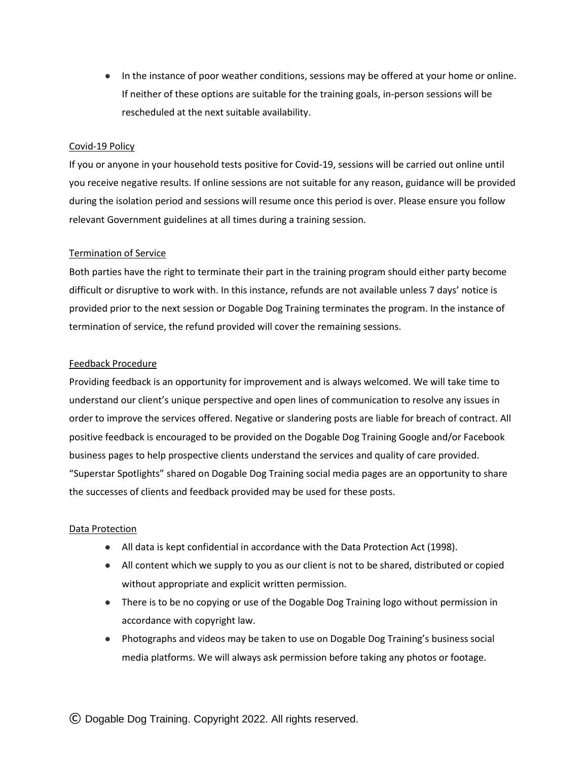- In the instance of poor weather conditions, sessions may be offered at your home or online. If neither of these options are suitable for the training goals, in-person sessions will be rescheduled at the next suitable availability.

## Covid-19 Policy

If you or anyone in your household tests positive for Covid-19, sessions will be carried out online until you receive negative results. If online sessions are not suitable for any reason, guidance will be provided during the isolation period and sessions will resume once this period is over. Please ensure you follow relevant Government guidelines at all times during a training session.

## Termination of Service

Both parties have the right to terminate their part in the training program should either party become difficult or disruptive to work with. In this instance, refunds are not available unless 7 days' notice is provided prior to the next session or Dogable Dog Training terminates the program. In the instance of termination of service, the refund provided will cover the remaining sessions.

## Feedback Procedure

Providing feedback is an opportunity for improvement and is always welcomed. We will take time to understand our client's unique perspective and open lines of communication to resolve any issues in order to improve the services offered. Negative or slandering posts are liable for breach of contract. All positive feedback is encouraged to be provided on the Dogable Dog Training Google and/or Facebook business pages to help prospective clients understand the services and quality of care provided. "Superstar Spotlights" shared on Dogable Dog Training social media pages are an opportunity to share the successes of clients and feedback provided may be used for these posts.

## Data Protection

- All data is kept confidential in accordance with the Data Protection Act (1998).
- All content which we supply to you as our client is not to be shared, distributed or copied without appropriate and explicit written permission.
- There is to be no copying or use of the Dogable Dog Training logo without permission in accordance with copyright law.
- Photographs and videos may be taken to use on Dogable Dog Training's business social media platforms. We will always ask permission before taking any photos or footage.